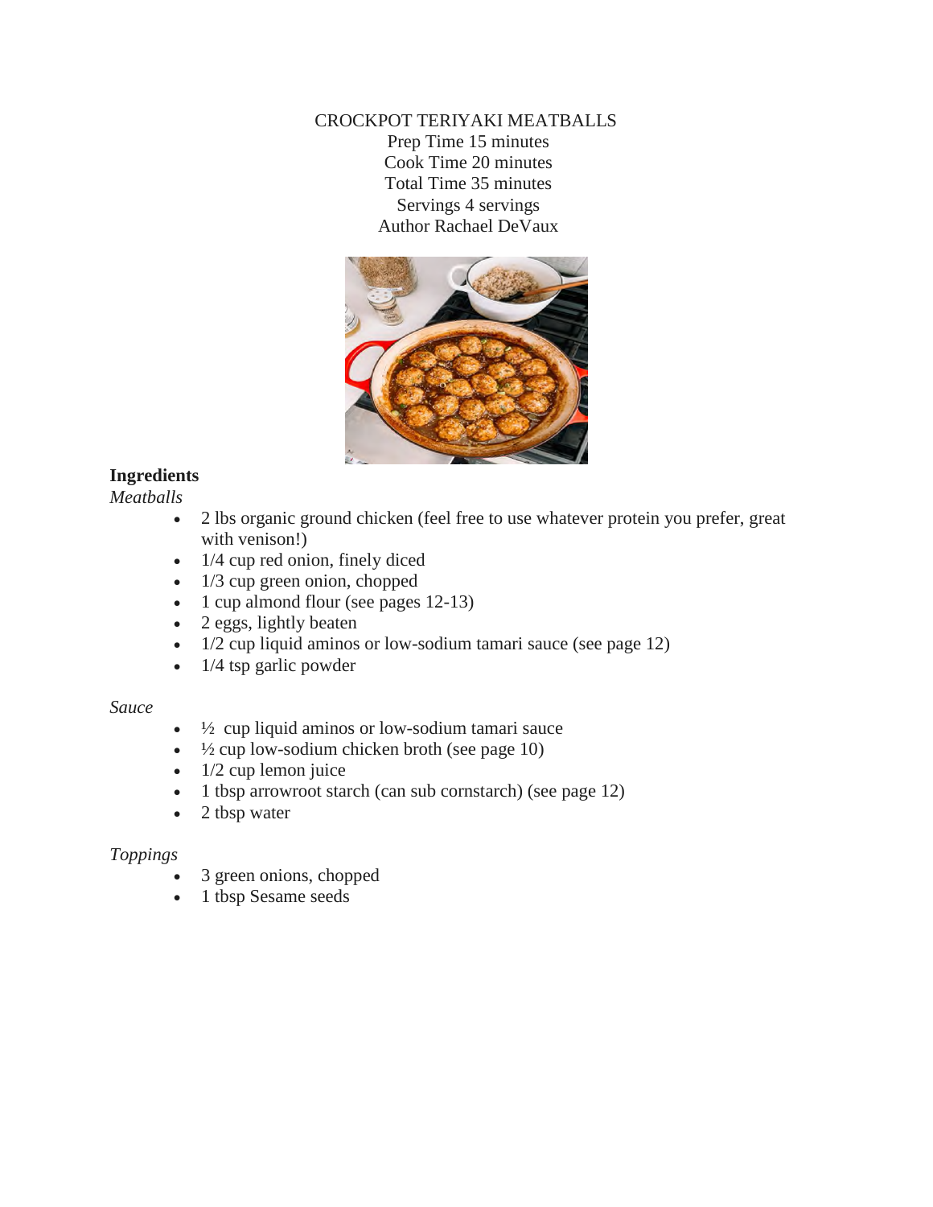# CROCKPOT TERIYAKI MEATBALLS

Prep Time 15 minutes
Cook Time 20 minutes
Total Time 35 minutes
Servings 4 servings
Author Rachael DeVaux

## Ingredients

*Meatballs*

- 2 lbs organic ground chicken (feel free to use whatever protein you prefer, great with venison!)
- 1/4 cup red onion, finely diced
- 1/3 cup green onion, chopped
- 1 cup almond flour (see pages 12-13)
- 2 eggs, lightly beaten
- 1/2 cup liquid aminos or low-sodium tamari sauce (see page 12)
- 1/4 tsp garlic powder

*Sauce*

- ½ cup liquid aminos or low-sodium tamari sauce
- ½ cup low-sodium chicken broth (see page 10)
- 1/2 cup lemon juice
- 1 tbsp arrowroot starch (can sub cornstarch) (see page 12)
- 2 tbsp water

*Toppings*

- 3 green onions, chopped
- 1 tbsp Sesame seeds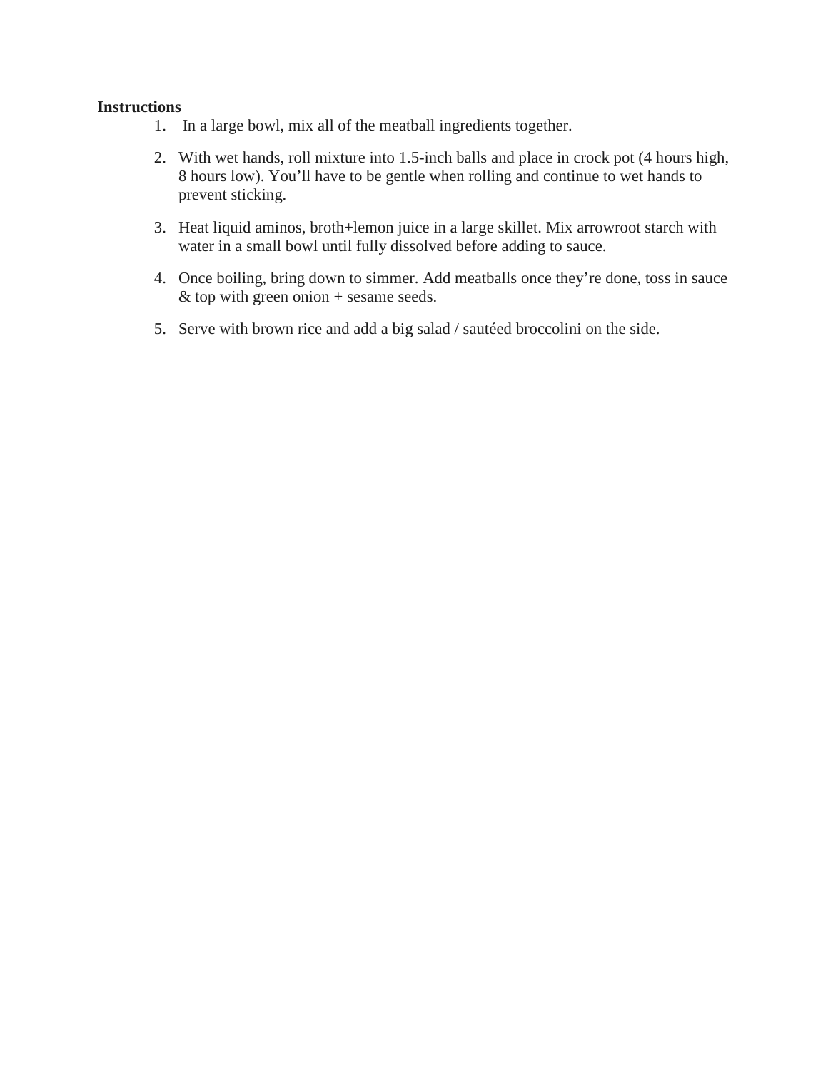**Instructions**

1. In a large bowl, mix all of the meatball ingredients together.

2. With wet hands, roll mixture into 1.5-inch balls and place in crock pot (4 hours high, 8 hours low). You'll have to be gentle when rolling and continue to wet hands to prevent sticking.

3. Heat liquid aminos, broth+lemon juice in a large skillet. Mix arrowroot starch with water in a small bowl until fully dissolved before adding to sauce.

4. Once boiling, bring down to simmer. Add meatballs once they're done, toss in sauce & top with green onion + sesame seeds.

5. Serve with brown rice and add a big salad / sautéed broccolini on the side.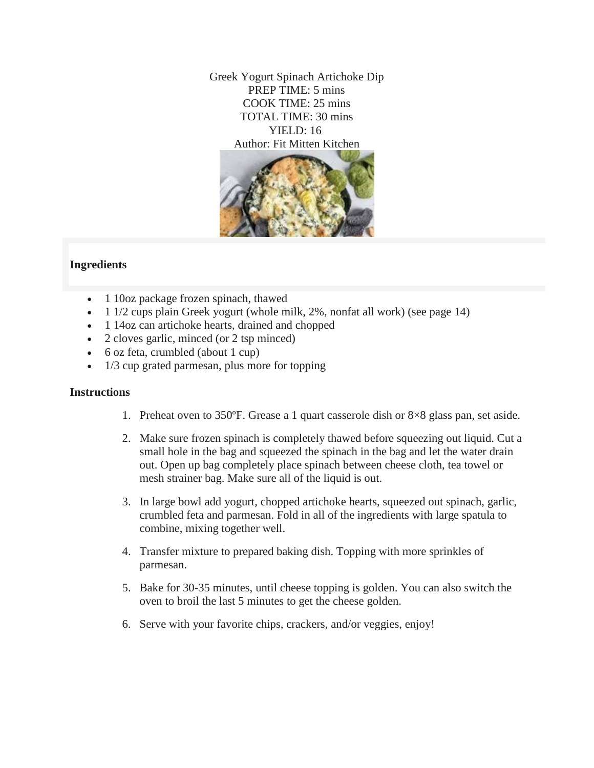Greek Yogurt Spinach Artichoke Dip
PREP TIME: 5 mins
COOK TIME: 25 mins
TOTAL TIME: 30 mins
YIELD: 16
Author: Fit Mitten Kitchen

**Ingredients**

- 1 10oz package frozen spinach, thawed
- 1 1/2 cups plain Greek yogurt (whole milk, 2%, nonfat all work) (see page 14)
- 1 14oz can artichoke hearts, drained and chopped
- 2 cloves garlic, minced (or 2 tsp minced)
- 6 oz feta, crumbled (about 1 cup)
- 1/3 cup grated parmesan, plus more for topping

**Instructions**

1. Preheat oven to 350ºF. Grease a 1 quart casserole dish or 8×8 glass pan, set aside.
2. Make sure frozen spinach is completely thawed before squeezing out liquid. Cut a small hole in the bag and squeezed the spinach in the bag and let the water drain out. Open up bag completely place spinach between cheese cloth, tea towel or mesh strainer bag. Make sure all of the liquid is out.
3. In large bowl add yogurt, chopped artichoke hearts, squeezed out spinach, garlic, crumbled feta and parmesan. Fold in all of the ingredients with large spatula to combine, mixing together well.
4. Transfer mixture to prepared baking dish. Topping with more sprinkles of parmesan.
5. Bake for 30-35 minutes, until cheese topping is golden. You can also switch the oven to broil the last 5 minutes to get the cheese golden.
6. Serve with your favorite chips, crackers, and/or veggies, enjoy!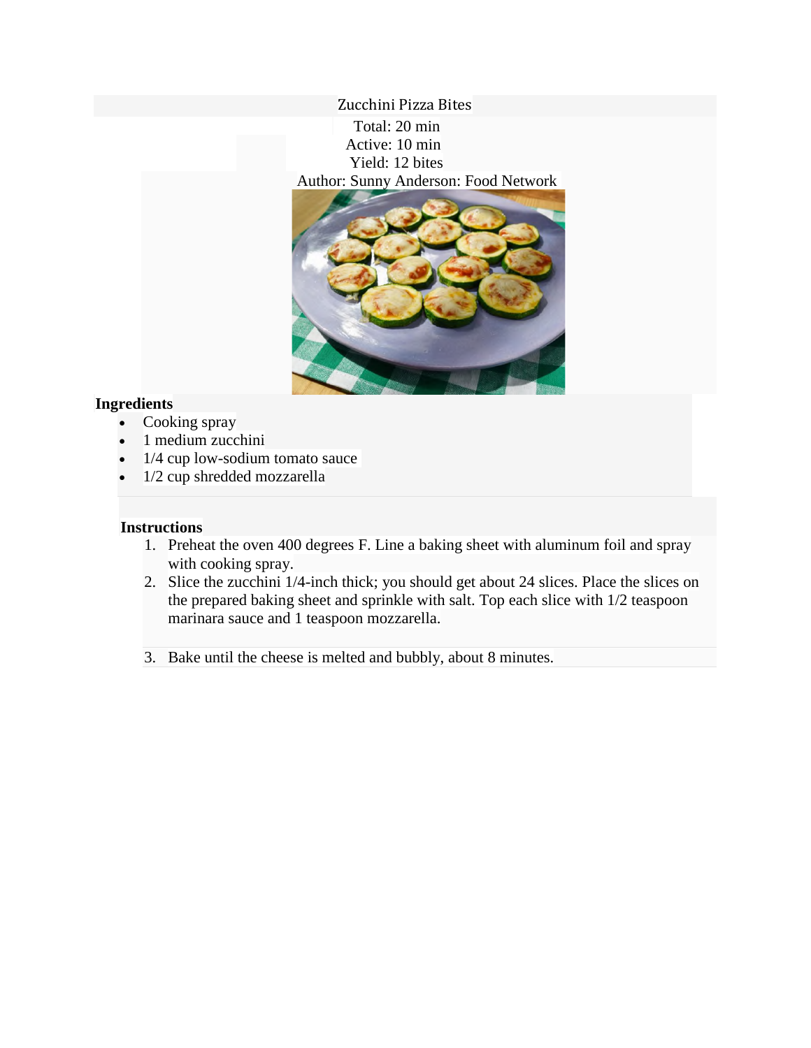# Zucchini Pizza Bites

Total: 20 min
Active: 10 min
Yield: 12 bites
Author: Sunny Anderson: Food Network

**Ingredients**

- Cooking spray
- 1 medium zucchini
- 1/4 cup low-sodium tomato sauce
- 1/2 cup shredded mozzarella

**Instructions**

1. Preheat the oven 400 degrees F. Line a baking sheet with aluminum foil and spray with cooking spray.
2. Slice the zucchini 1/4-inch thick; you should get about 24 slices. Place the slices on the prepared baking sheet and sprinkle with salt. Top each slice with 1/2 teaspoon marinara sauce and 1 teaspoon mozzarella.
3. Bake until the cheese is melted and bubbly, about 8 minutes.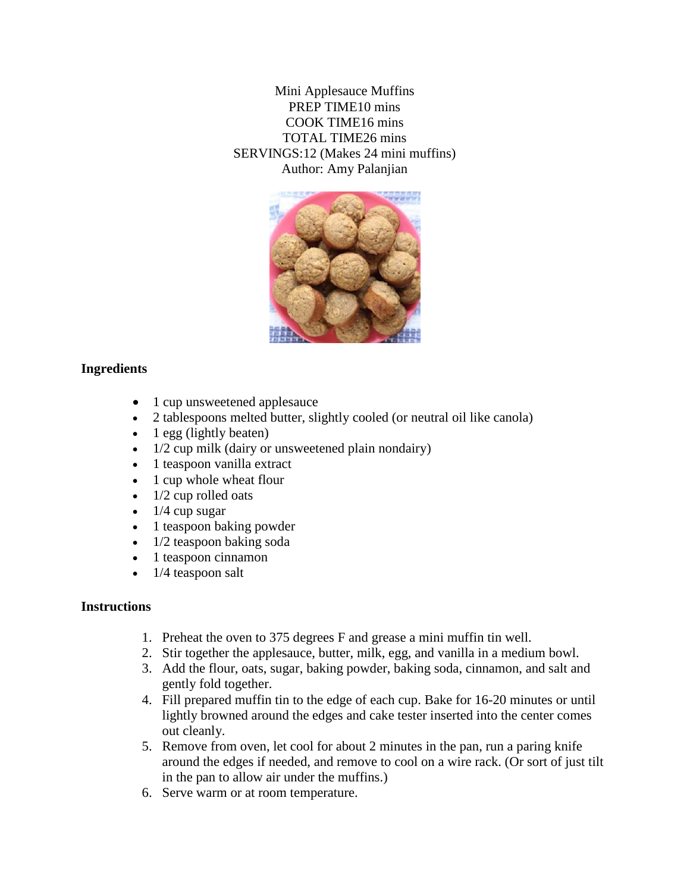Mini Applesauce Muffins
PREP TIME10 mins
COOK TIME16 mins
TOTAL TIME26 mins
SERVINGS:12 (Makes 24 mini muffins)
Author: Amy Palanjian

## Ingredients

- 1 cup unsweetened applesauce
- 2 tablespoons melted butter, slightly cooled (or neutral oil like canola)
- 1 egg (lightly beaten)
- 1/2 cup milk (dairy or unsweetened plain nondairy)
- 1 teaspoon vanilla extract
- 1 cup whole wheat flour
- 1/2 cup rolled oats
- 1/4 cup sugar
- 1 teaspoon baking powder
- 1/2 teaspoon baking soda
- 1 teaspoon cinnamon
- 1/4 teaspoon salt

## Instructions

1. Preheat the oven to 375 degrees F and grease a mini muffin tin well.
2. Stir together the applesauce, butter, milk, egg, and vanilla in a medium bowl.
3. Add the flour, oats, sugar, baking powder, baking soda, cinnamon, and salt and gently fold together.
4. Fill prepared muffin tin to the edge of each cup. Bake for 16-20 minutes or until lightly browned around the edges and cake tester inserted into the center comes out cleanly.
5. Remove from oven, let cool for about 2 minutes in the pan, run a paring knife around the edges if needed, and remove to cool on a wire rack. (Or sort of just tilt in the pan to allow air under the muffins.)
6. Serve warm or at room temperature.